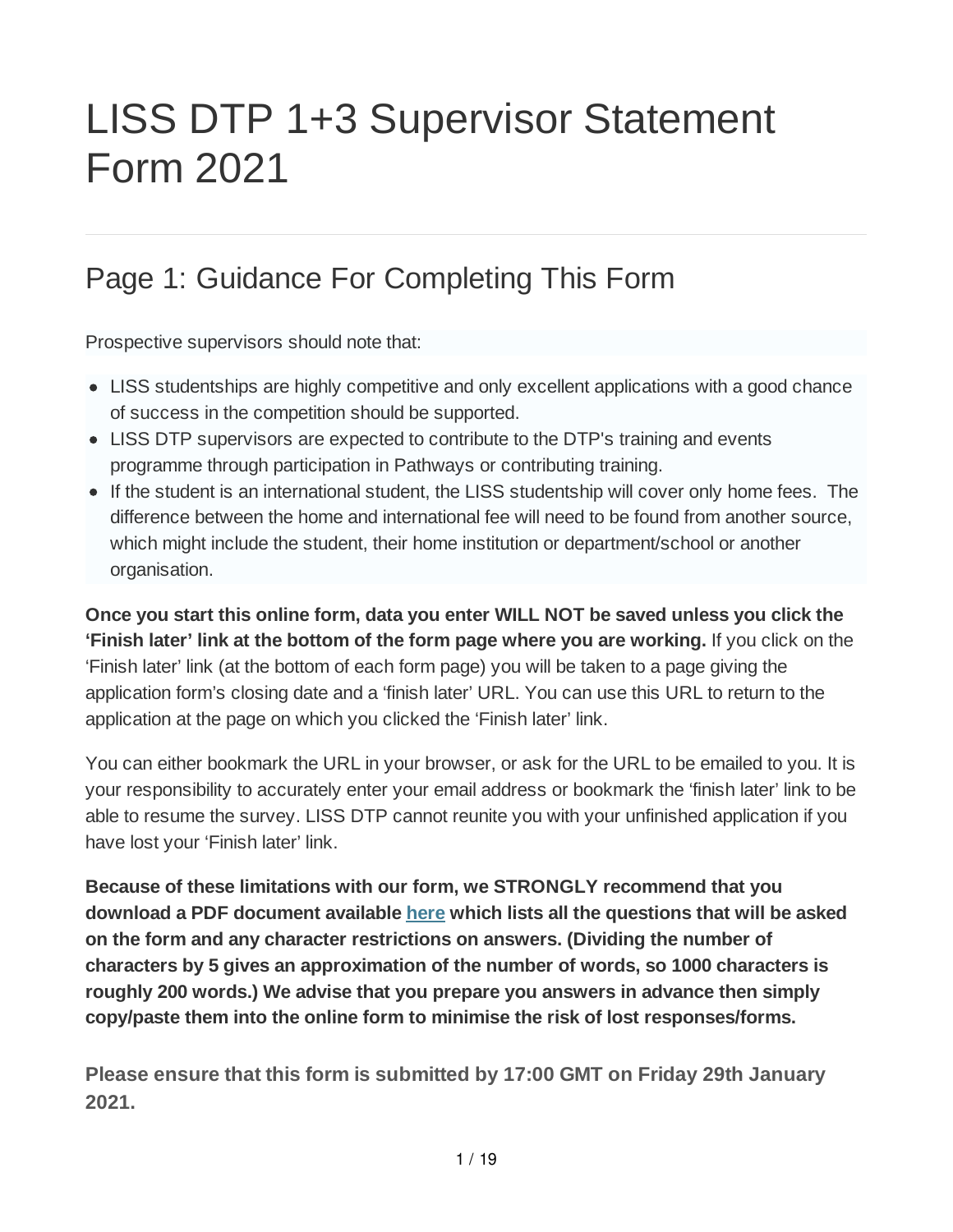# LISS DTP 1+3 Supervisor Statement Form 2021

## Page 1: Guidance For Completing This Form

Prospective supervisors should note that:

- LISS studentships are highly competitive and only excellent applications with a good chance of success in the competition should be supported.
- LISS DTP supervisors are expected to contribute to the DTP's training and events programme through participation in Pathways or contributing training.
- If the student is an international student, the LISS studentship will cover only home fees. The difference between the home and international fee will need to be found from another source, which might include the student, their home institution or department/school or another organisation.

**Once you start this online form, data you enter WILL NOT be saved unless you click the 'Finish later' link at the bottom of the form page where you are working.** If you click on the 'Finish later' link (at the bottom of each form page) you will be taken to a page giving the application form's closing date and a 'finish later' URL. You can use this URL to return to the application at the page on which you clicked the 'Finish later' link.

You can either bookmark the URL in your browser, or ask for the URL to be emailed to you. It is your responsibility to accurately enter your email address or bookmark the 'finish later' link to be able to resume the survey. LISS DTP cannot reunite you with your unfinished application if you have lost your 'Finish later' link.

**Because of these limitations with our form, we STRONGLY recommend that you download a PDF document available [here] which lists all the questions that will be asked on the form and any character restrictions on answers. (Dividing the number of characters by 5 gives an approximation of the number of words, so 1000 characters is roughly 200 words.) We advise that you prepare you answers in advance then simply copy/paste them into the online form to minimise the risk of lost responses/forms.**

**Please ensure that this form is submitted by 17:00 GMT on Friday 29th January 2021.**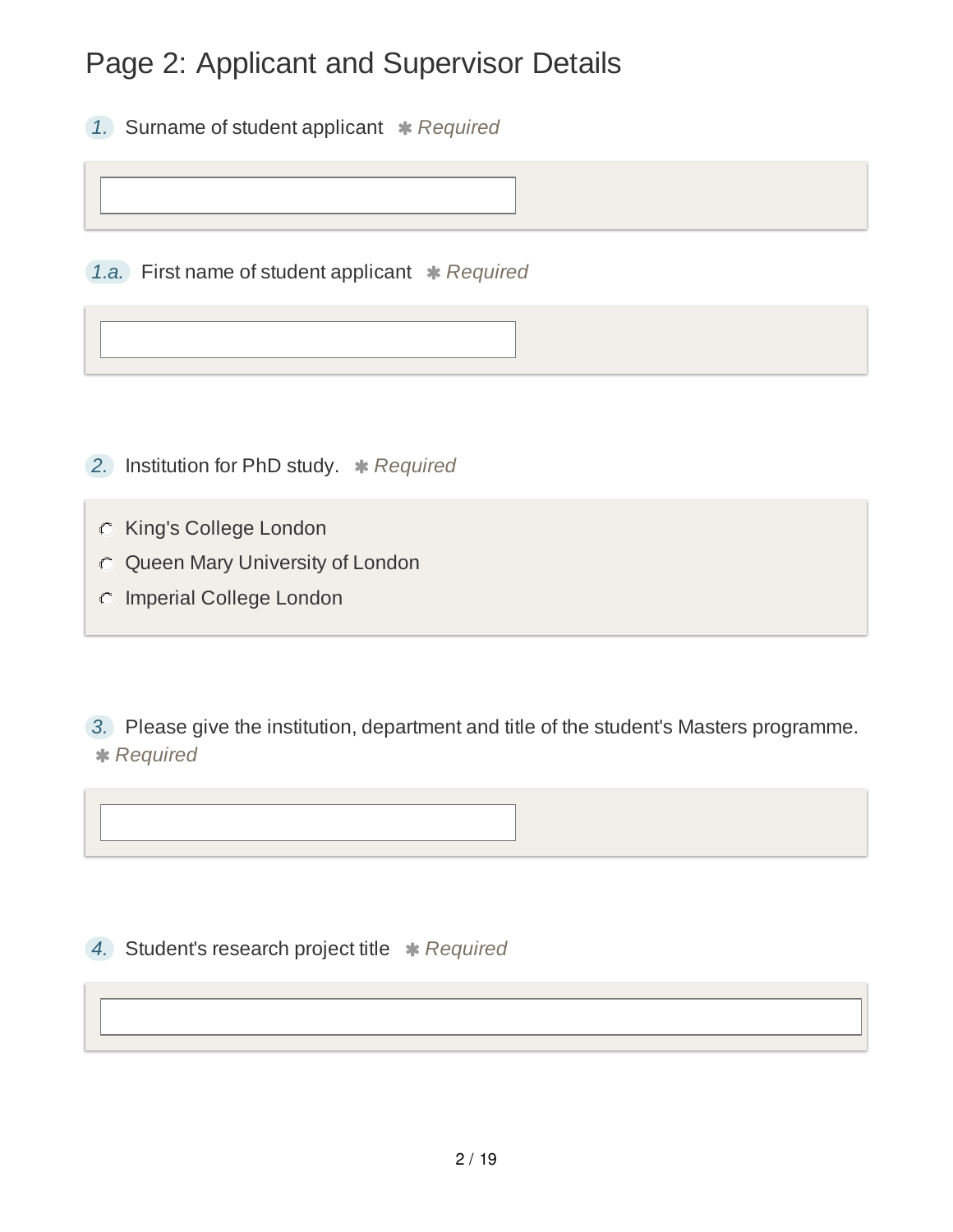# Page 2: Applicant and Supervisor Details

1. Surname of student applicant ✱ *Required*

1.a. First name of student applicant ✱ *Required*

2. Institution for PhD study. ✱ *Required*

- King's College London
- Queen Mary University of London
- Imperial College London

3. Please give the institution, department and title of the student's Masters programme. ✱ *Required*

4. Student's research project title ✱ *Required*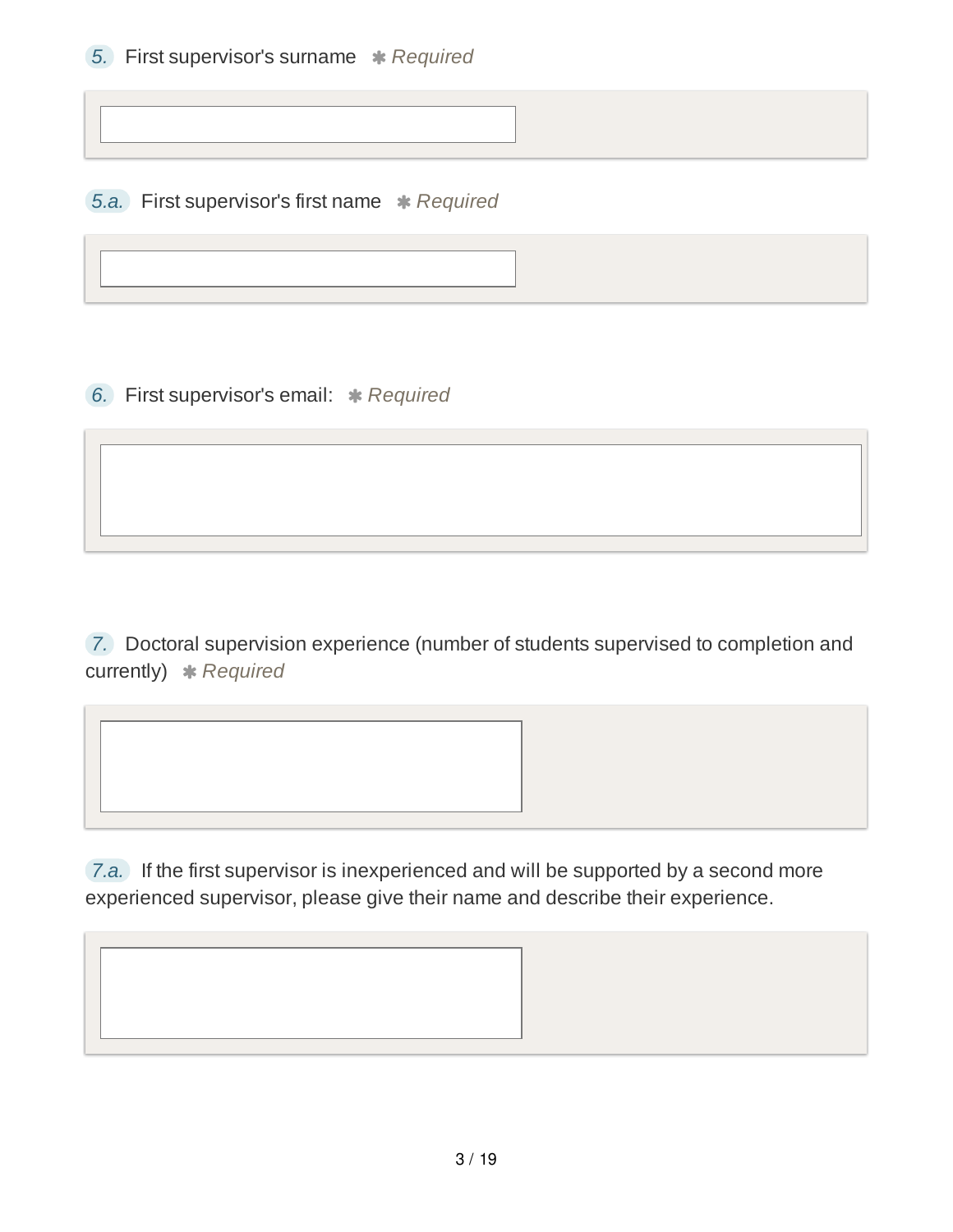5. First supervisor's surname ✱ *Required*

5.a. First supervisor's first name ✱ *Required*

6. First supervisor's email: ✱ *Required*

7. Doctoral supervision experience (number of students supervised to completion and currently) ✱ *Required*

7.a. If the first supervisor is inexperienced and will be supported by a second more experienced supervisor, please give their name and describe their experience.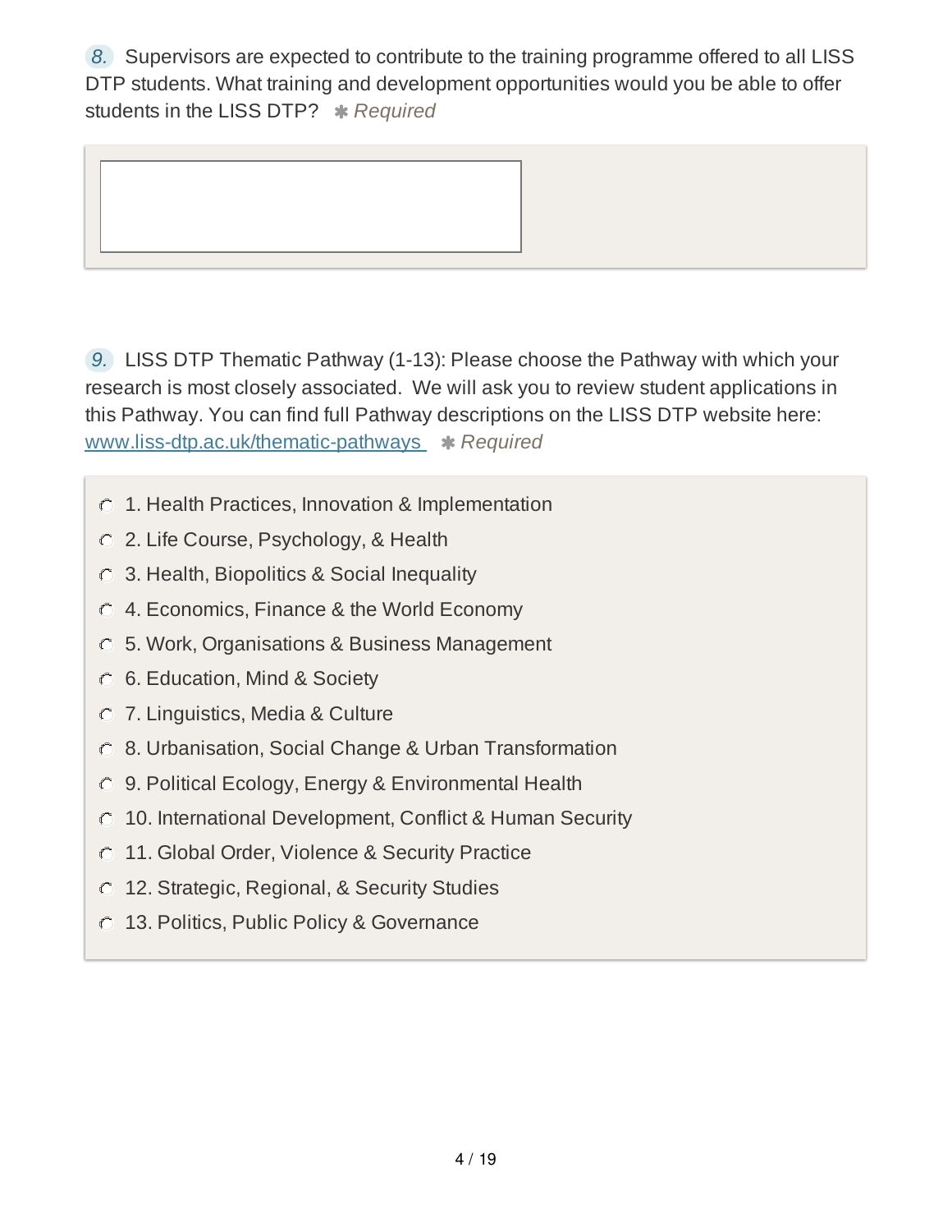8. Supervisors are expected to contribute to the training programme offered to all LISS DTP students. What training and development opportunities would you be able to offer students in the LISS DTP? ✱ *Required*

9. LISS DTP Thematic Pathway (1-13): Please choose the Pathway with which your research is most closely associated. We will ask you to review student applications in this Pathway. You can find full Pathway descriptions on the LISS DTP website here: [www.liss-dtp.ac.uk/thematic-pathways](www.liss-dtp.ac.uk/thematic-pathways) ✱ *Required*

- 1. Health Practices, Innovation & Implementation
- 2. Life Course, Psychology, & Health
- 3. Health, Biopolitics & Social Inequality
- 4. Economics, Finance & the World Economy
- 5. Work, Organisations & Business Management
- 6. Education, Mind & Society
- 7. Linguistics, Media & Culture
- 8. Urbanisation, Social Change & Urban Transformation
- 9. Political Ecology, Energy & Environmental Health
- 10. International Development, Conflict & Human Security
- 11. Global Order, Violence & Security Practice
- 12. Strategic, Regional, & Security Studies
- 13. Politics, Public Policy & Governance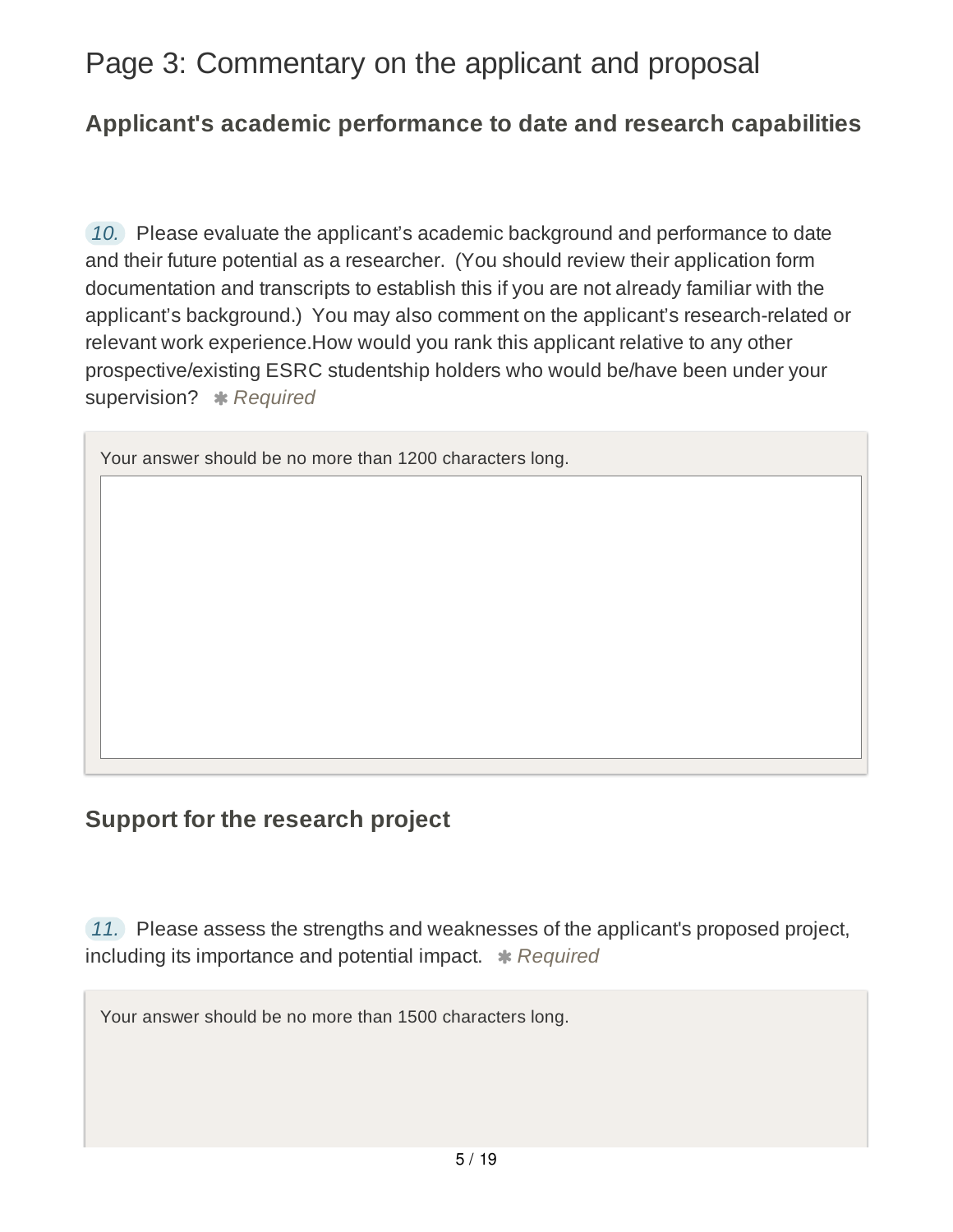# Page 3: Commentary on the applicant and proposal

## Applicant's academic performance to date and research capabilities

10. Please evaluate the applicant's academic background and performance to date and their future potential as a researcher. (You should review their application form documentation and transcripts to establish this if you are not already familiar with the applicant's background.) You may also comment on the applicant's research-related or relevant work experience.How would you rank this applicant relative to any other prospective/existing ESRC studentship holders who would be/have been under your supervision? ✱ *Required*

Your answer should be no more than 1200 characters long.

## Support for the research project

11. Please assess the strengths and weaknesses of the applicant's proposed project, including its importance and potential impact. ✱ *Required*

Your answer should be no more than 1500 characters long.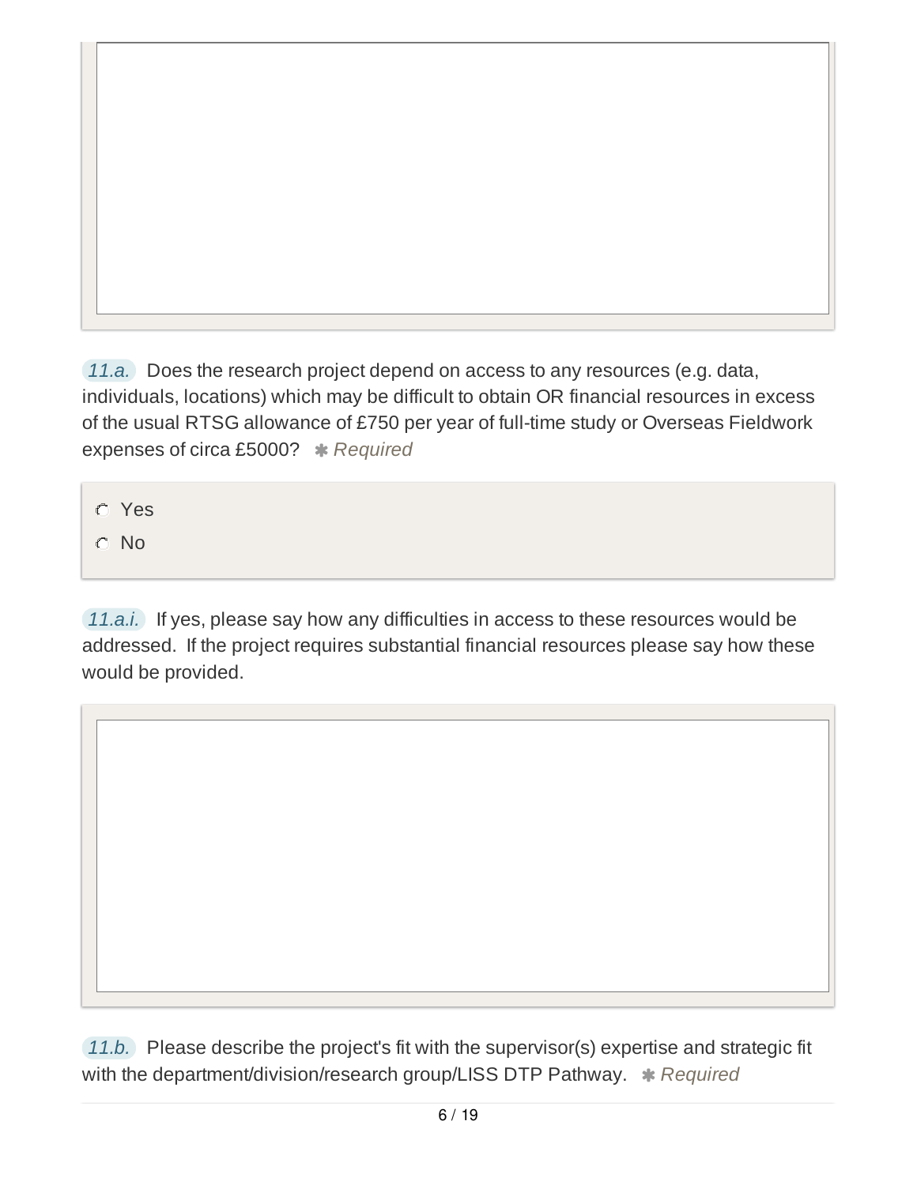*11.a.* Does the research project depend on access to any resources (e.g. data, individuals, locations) which may be difficult to obtain OR financial resources in excess of the usual RTSG allowance of £750 per year of full-time study or Overseas Fieldwork expenses of circa £5000? ✱ *Required*

- ○ Yes
- ○ No

*11.a.i.* If yes, please say how any difficulties in access to these resources would be addressed. If the project requires substantial financial resources please say how these would be provided.

*11.b.* Please describe the project's fit with the supervisor(s) expertise and strategic fit with the department/division/research group/LISS DTP Pathway. ✱ *Required*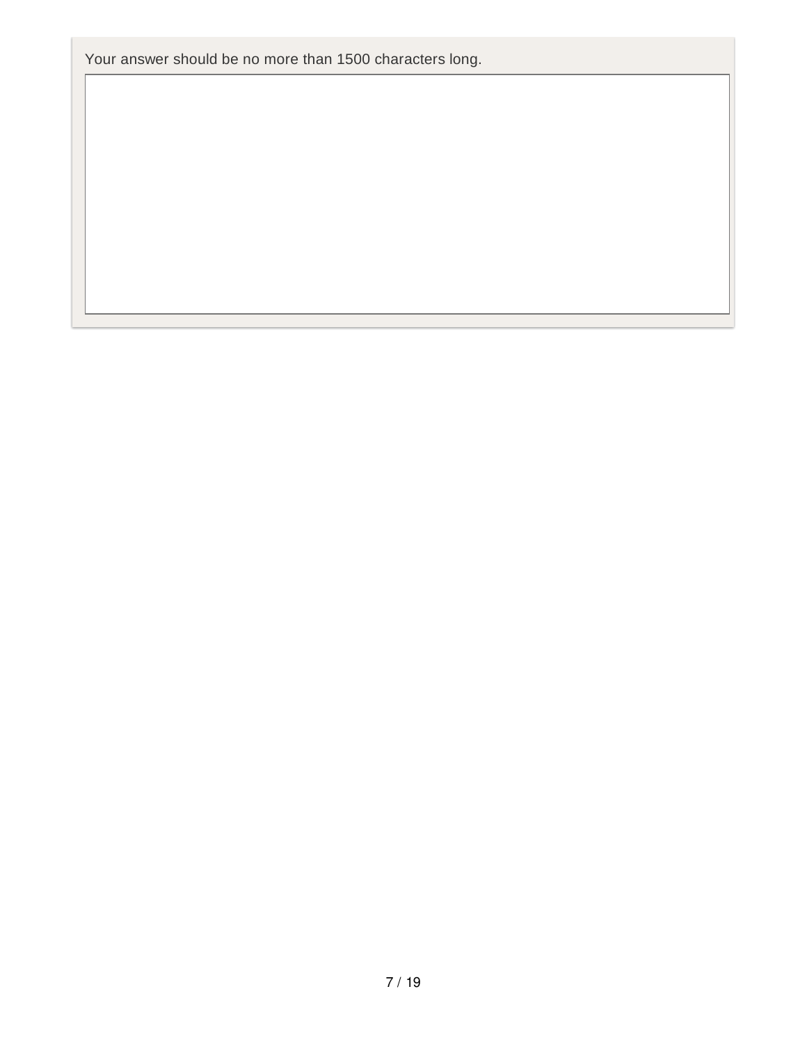Your answer should be no more than 1500 characters long.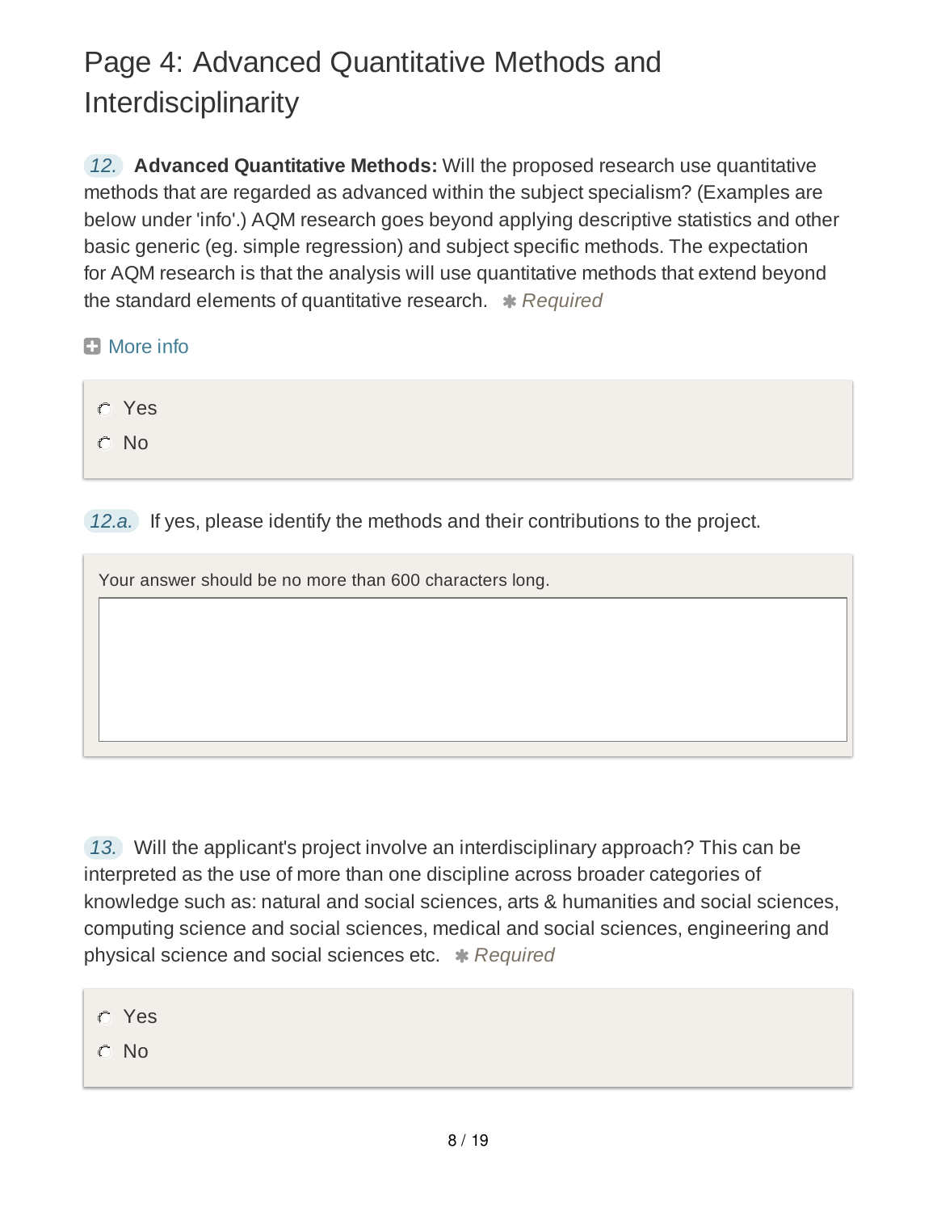# Page 4: Advanced Quantitative Methods and Interdisciplinarity

12. **Advanced Quantitative Methods:** Will the proposed research use quantitative methods that are regarded as advanced within the subject specialism? (Examples are below under 'info'.) AQM research goes beyond applying descriptive statistics and other basic generic (eg. simple regression) and subject specific methods. The expectation for AQM research is that the analysis will use quantitative methods that extend beyond the standard elements of quantitative research. ✱ *Required*

More info

- Yes
- No

12.a. If yes, please identify the methods and their contributions to the project.

Your answer should be no more than 600 characters long.

13. Will the applicant's project involve an interdisciplinary approach? This can be interpreted as the use of more than one discipline across broader categories of knowledge such as: natural and social sciences, arts & humanities and social sciences, computing science and social sciences, medical and social sciences, engineering and physical science and social sciences etc. ✱ *Required*

- Yes
- No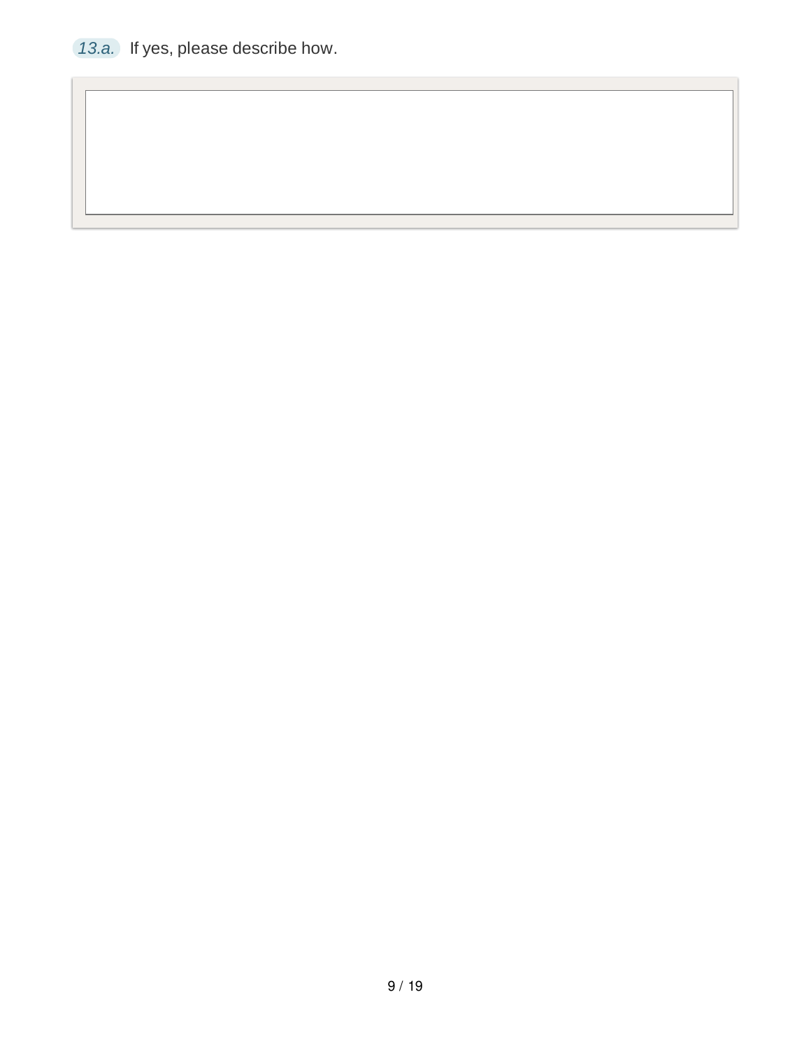13.a. If yes, please describe how.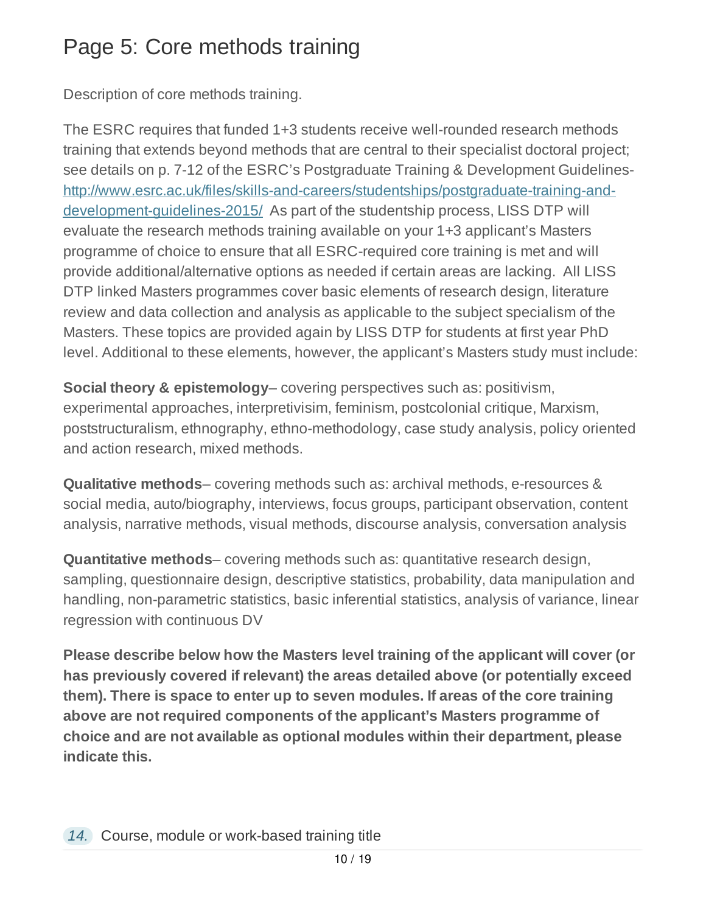# Page 5: Core methods training

Description of core methods training.

The ESRC requires that funded 1+3 students receive well-rounded research methods training that extends beyond methods that are central to their specialist doctoral project; see details on p. 7-12 of the ESRC's Postgraduate Training & Development Guidelines- [http://www.esrc.ac.uk/files/skills-and-careers/studentships/postgraduate-training-and-development-guidelines-2015/](http://www.esrc.ac.uk/files/skills-and-careers/studentships/postgraduate-training-and-development-guidelines-2015/) As part of the studentship process, LISS DTP will evaluate the research methods training available on your 1+3 applicant's Masters programme of choice to ensure that all ESRC-required core training is met and will provide additional/alternative options as needed if certain areas are lacking. All LISS DTP linked Masters programmes cover basic elements of research design, literature review and data collection and analysis as applicable to the subject specialism of the Masters. These topics are provided again by LISS DTP for students at first year PhD level. Additional to these elements, however, the applicant's Masters study must include:

**Social theory & epistemology**– covering perspectives such as: positivism, experimental approaches, interpretivisim, feminism, postcolonial critique, Marxism, poststructuralism, ethnography, ethno-methodology, case study analysis, policy oriented and action research, mixed methods.

**Qualitative methods**– covering methods such as: archival methods, e-resources & social media, auto/biography, interviews, focus groups, participant observation, content analysis, narrative methods, visual methods, discourse analysis, conversation analysis

**Quantitative methods**– covering methods such as: quantitative research design, sampling, questionnaire design, descriptive statistics, probability, data manipulation and handling, non-parametric statistics, basic inferential statistics, analysis of variance, linear regression with continuous DV

**Please describe below how the Masters level training of the applicant will cover (or has previously covered if relevant) the areas detailed above (or potentially exceed them). There is space to enter up to seven modules. If areas of the core training above are not required components of the applicant's Masters programme of choice and are not available as optional modules within their department, please indicate this.**

*14.* Course, module or work-based training title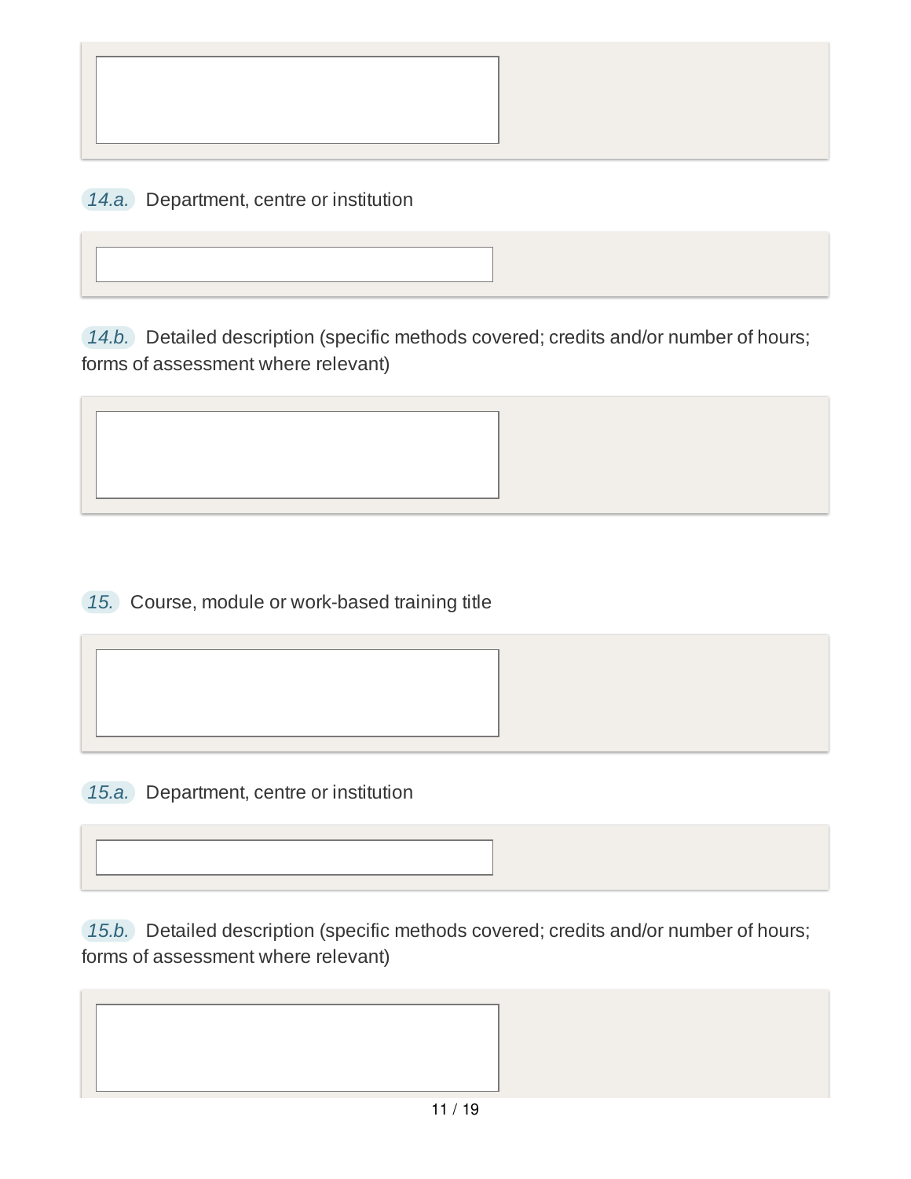14.a. Department, centre or institution

14.b. Detailed description (specific methods covered; credits and/or number of hours; forms of assessment where relevant)

15. Course, module or work-based training title

15.a. Department, centre or institution

15.b. Detailed description (specific methods covered; credits and/or number of hours; forms of assessment where relevant)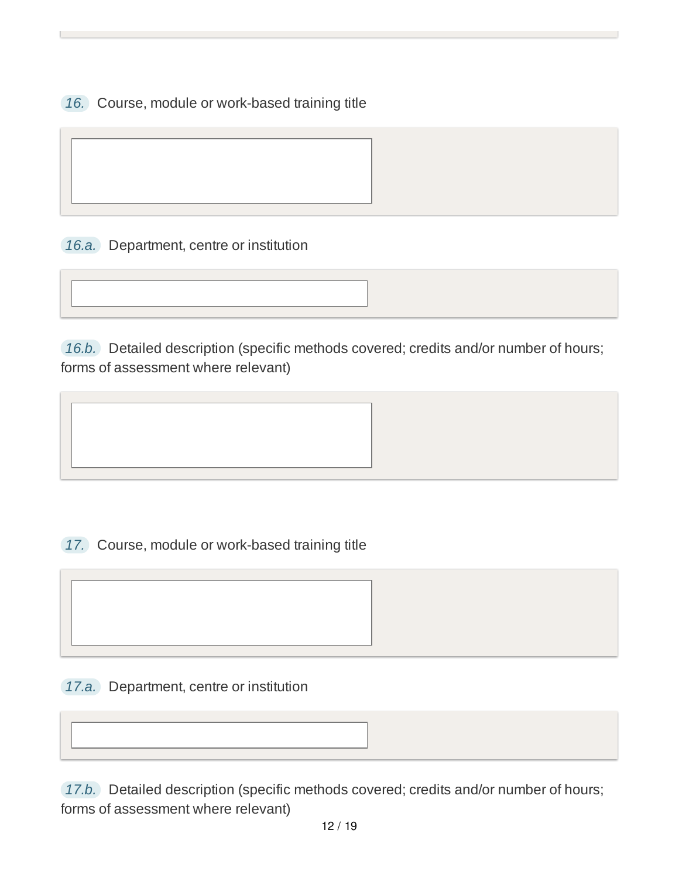16. Course, module or work-based training title

16.a. Department, centre or institution

16.b. Detailed description (specific methods covered; credits and/or number of hours; forms of assessment where relevant)

17. Course, module or work-based training title

17.a. Department, centre or institution

17.b. Detailed description (specific methods covered; credits and/or number of hours; forms of assessment where relevant)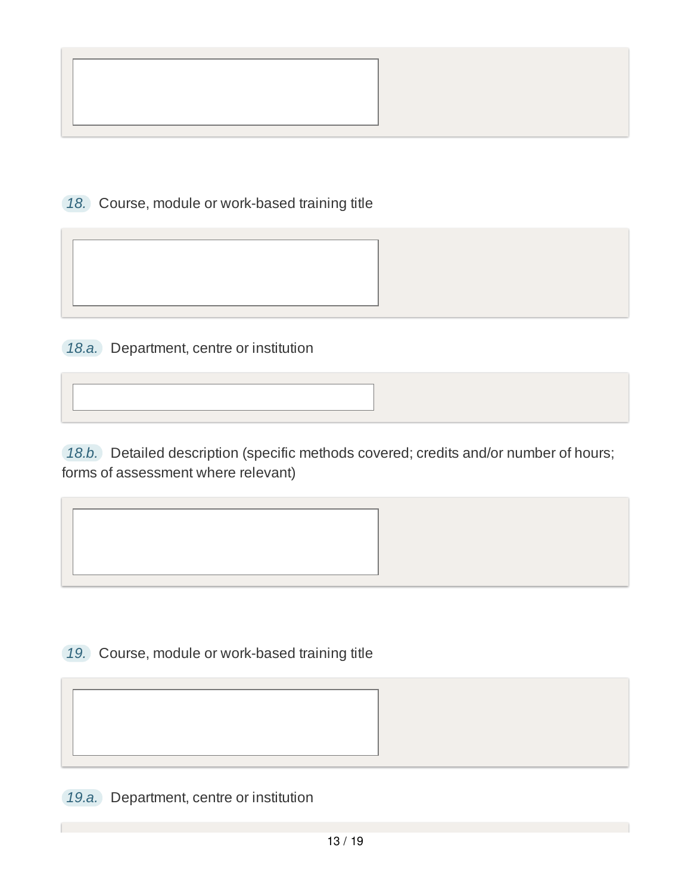18. Course, module or work-based training title

18.a. Department, centre or institution

18.b. Detailed description (specific methods covered; credits and/or number of hours; forms of assessment where relevant)

19. Course, module or work-based training title

19.a. Department, centre or institution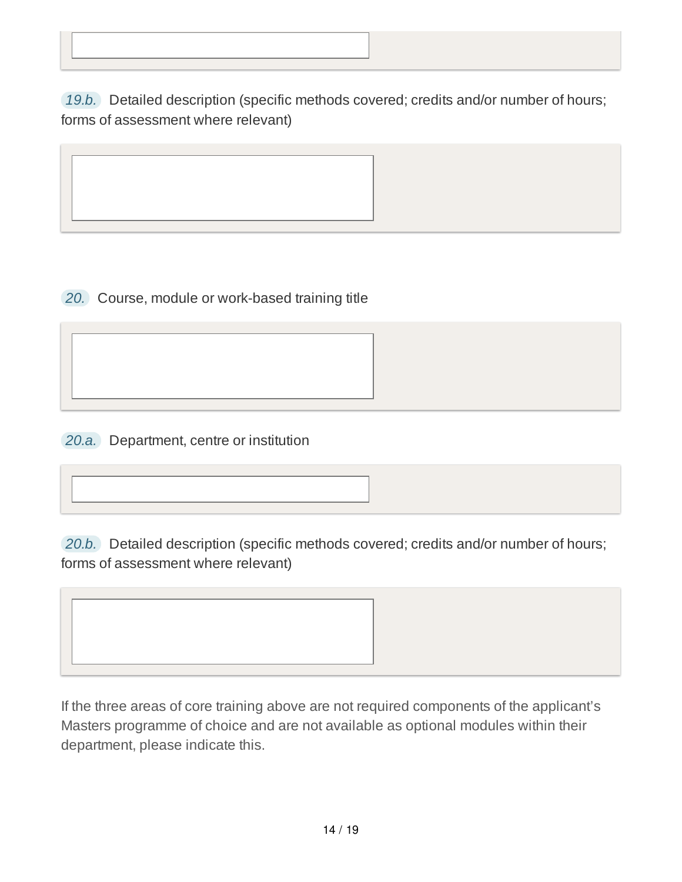19.b. Detailed description (specific methods covered; credits and/or number of hours; forms of assessment where relevant)

20. Course, module or work-based training title

20.a. Department, centre or institution

20.b. Detailed description (specific methods covered; credits and/or number of hours; forms of assessment where relevant)

If the three areas of core training above are not required components of the applicant's Masters programme of choice and are not available as optional modules within their department, please indicate this.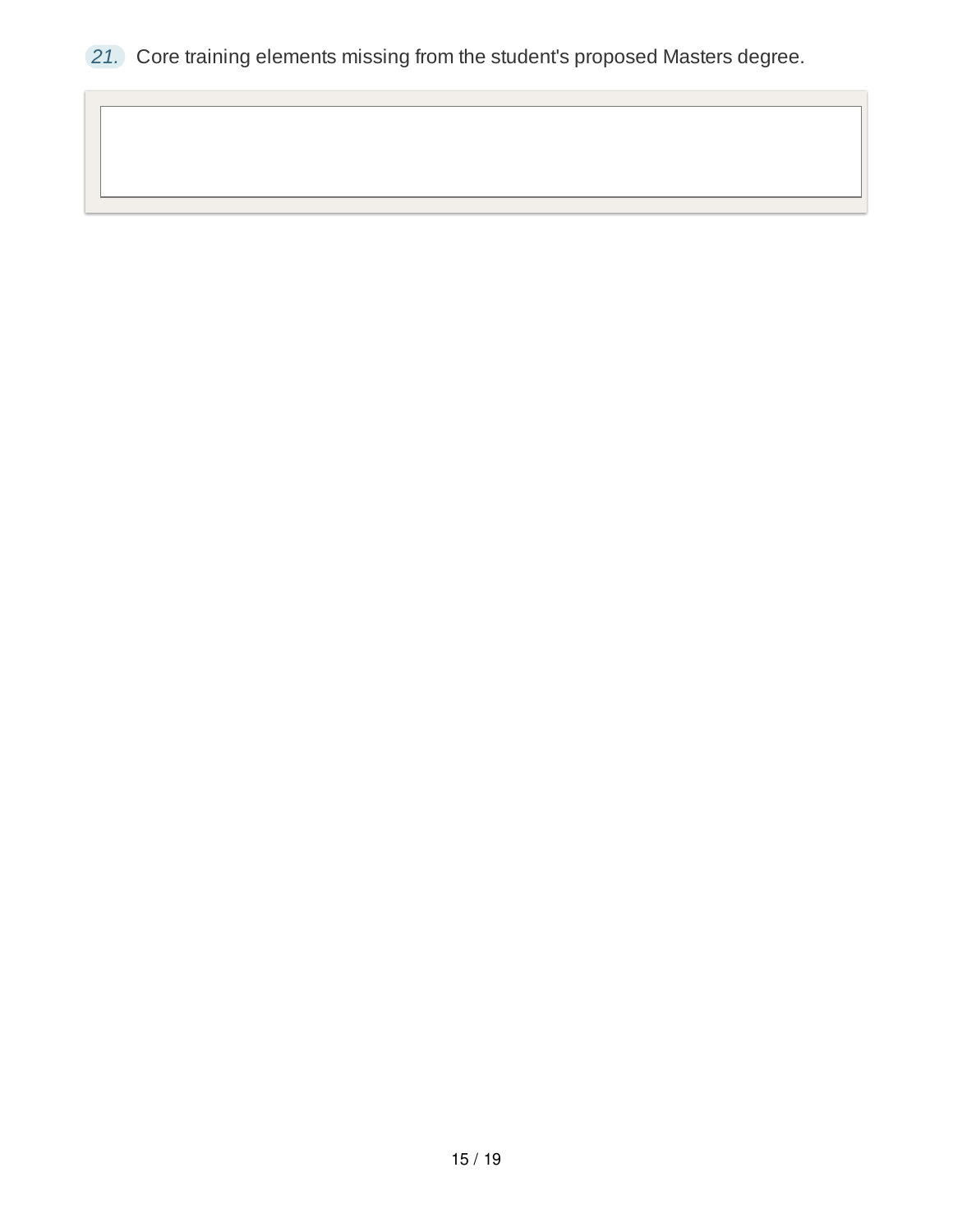21. Core training elements missing from the student's proposed Masters degree.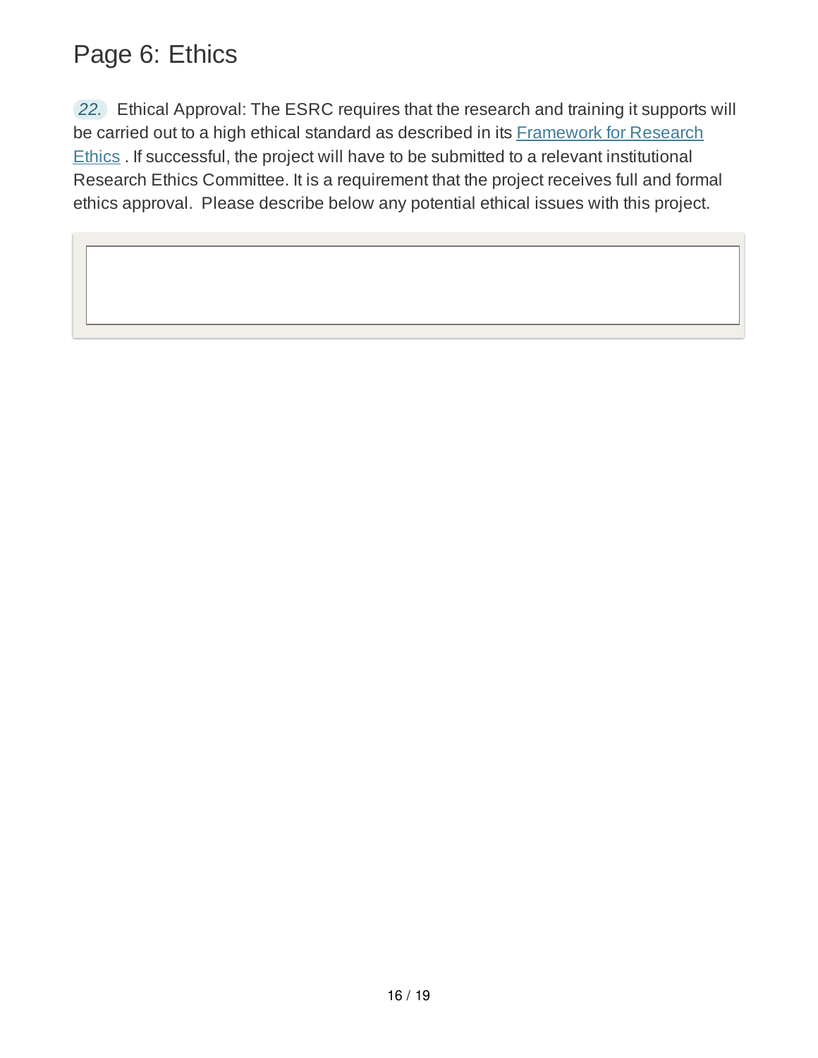# Page 6: Ethics

22. Ethical Approval: The ESRC requires that the research and training it supports will be carried out to a high ethical standard as described in its Framework for Research Ethics . If successful, the project will have to be submitted to a relevant institutional Research Ethics Committee. It is a requirement that the project receives full and formal ethics approval. Please describe below any potential ethical issues with this project.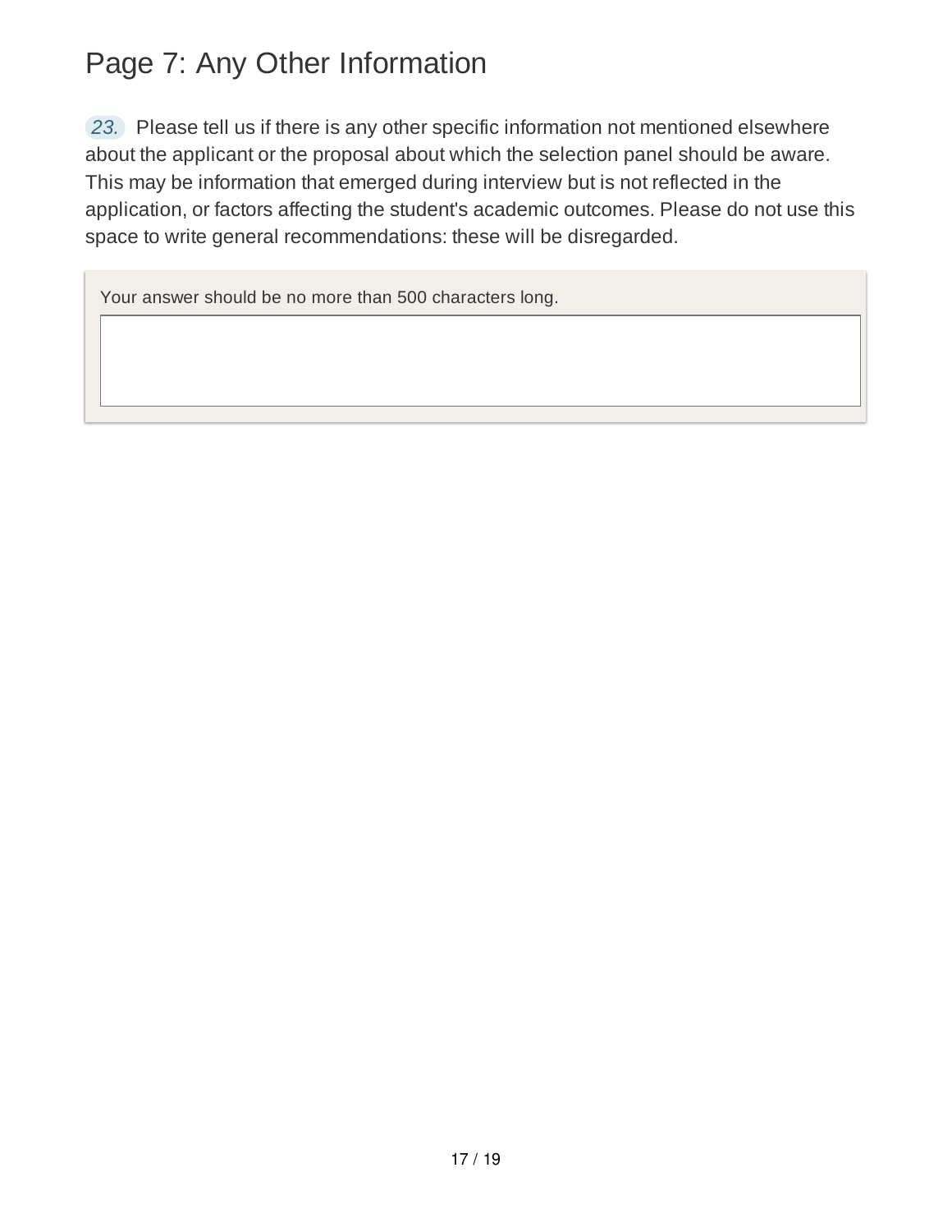# Page 7: Any Other Information

23. Please tell us if there is any other specific information not mentioned elsewhere about the applicant or the proposal about which the selection panel should be aware. This may be information that emerged during interview but is not reflected in the application, or factors affecting the student's academic outcomes. Please do not use this space to write general recommendations: these will be disregarded.

Your answer should be no more than 500 characters long.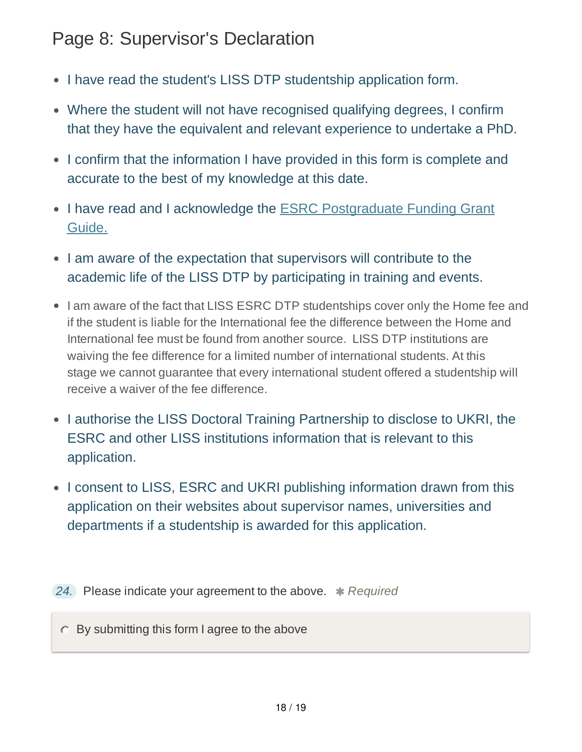# Page 8: Supervisor's Declaration

- I have read the student's LISS DTP studentship application form.
- Where the student will not have recognised qualifying degrees, I confirm that they have the equivalent and relevant experience to undertake a PhD.
- I confirm that the information I have provided in this form is complete and accurate to the best of my knowledge at this date.
- I have read and I acknowledge the [ESRC Postgraduate Funding Grant Guide.]()
- I am aware of the expectation that supervisors will contribute to the academic life of the LISS DTP by participating in training and events.
- I am aware of the fact that LISS ESRC DTP studentships cover only the Home fee and if the student is liable for the International fee the difference between the Home and International fee must be found from another source. LISS DTP institutions are waiving the fee difference for a limited number of international students. At this stage we cannot guarantee that every international student offered a studentship will receive a waiver of the fee difference.
- I authorise the LISS Doctoral Training Partnership to disclose to UKRI, the ESRC and other LISS institutions information that is relevant to this application.
- I consent to LISS, ESRC and UKRI publishing information drawn from this application on their websites about supervisor names, universities and departments if a studentship is awarded for this application.

*24.* Please indicate your agreement to the above. ✱ *Required*

○ By submitting this form I agree to the above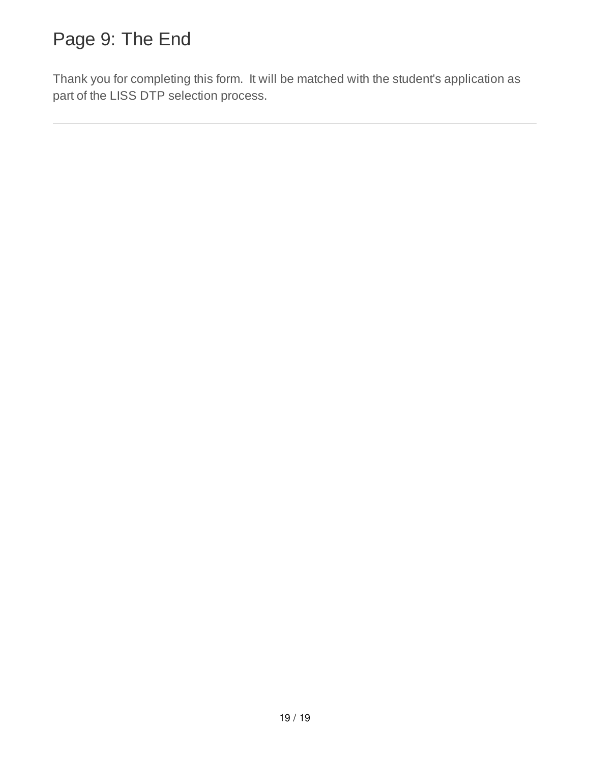## Page 9: The End

Thank you for completing this form. It will be matched with the student's application as part of the LISS DTP selection process.

---